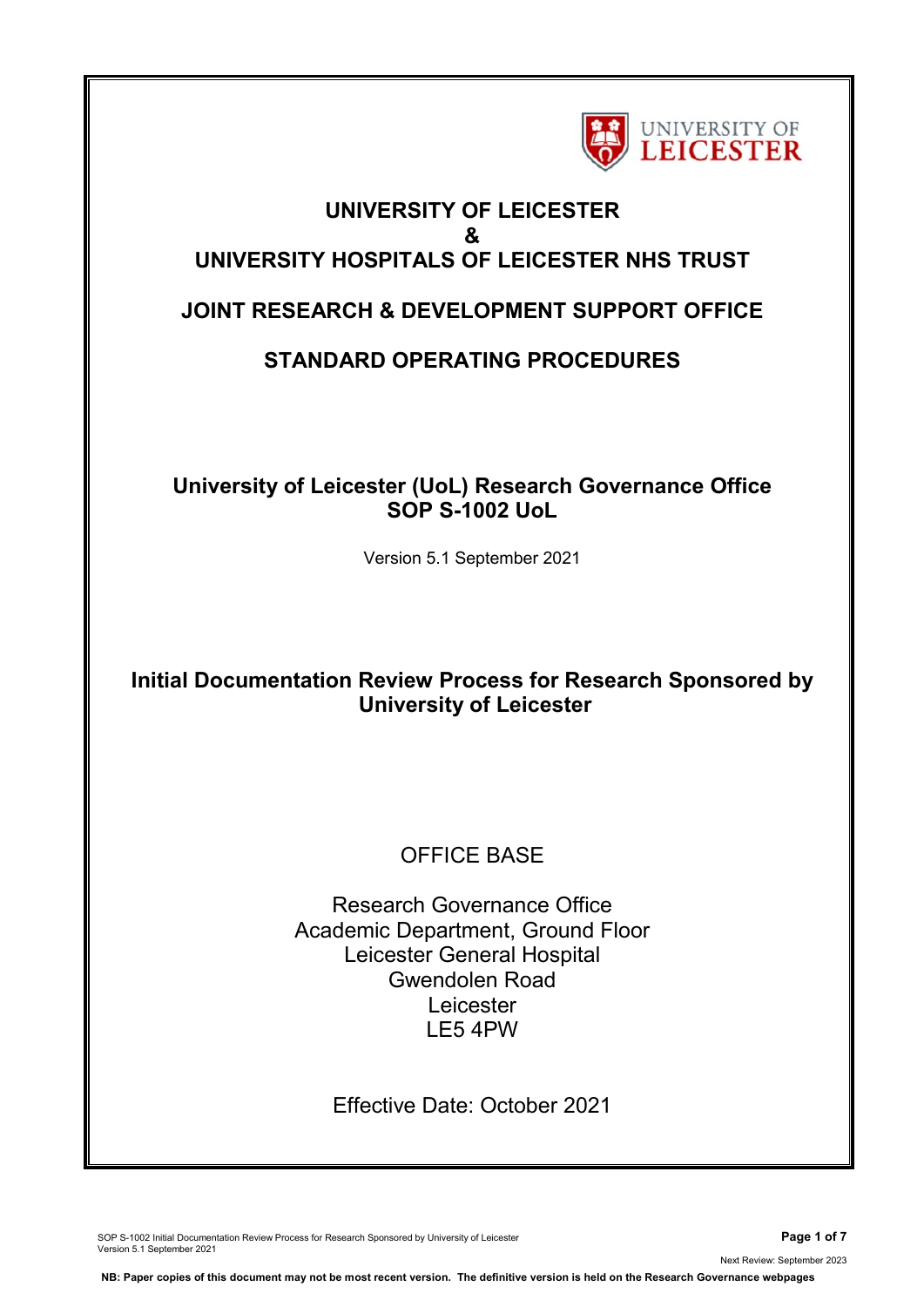# UNIVERSITY OF LEICESTER
# &
# UNIVERSITY HOSPITALS OF LEICESTER NHS TRUST

## JOINT RESEARCH & DEVELOPMENT SUPPORT OFFICE

## STANDARD OPERATING PROCEDURES

### University of Leicester (UoL) Research Governance Office
### SOP S-1002 UoL

Version 5.1 September 2021

### Initial Documentation Review Process for Research Sponsored by University of Leicester

OFFICE BASE

Research Governance Office
Academic Department, Ground Floor
Leicester General Hospital
Gwendolen Road
Leicester
LE5 4PW

Effective Date: October 2021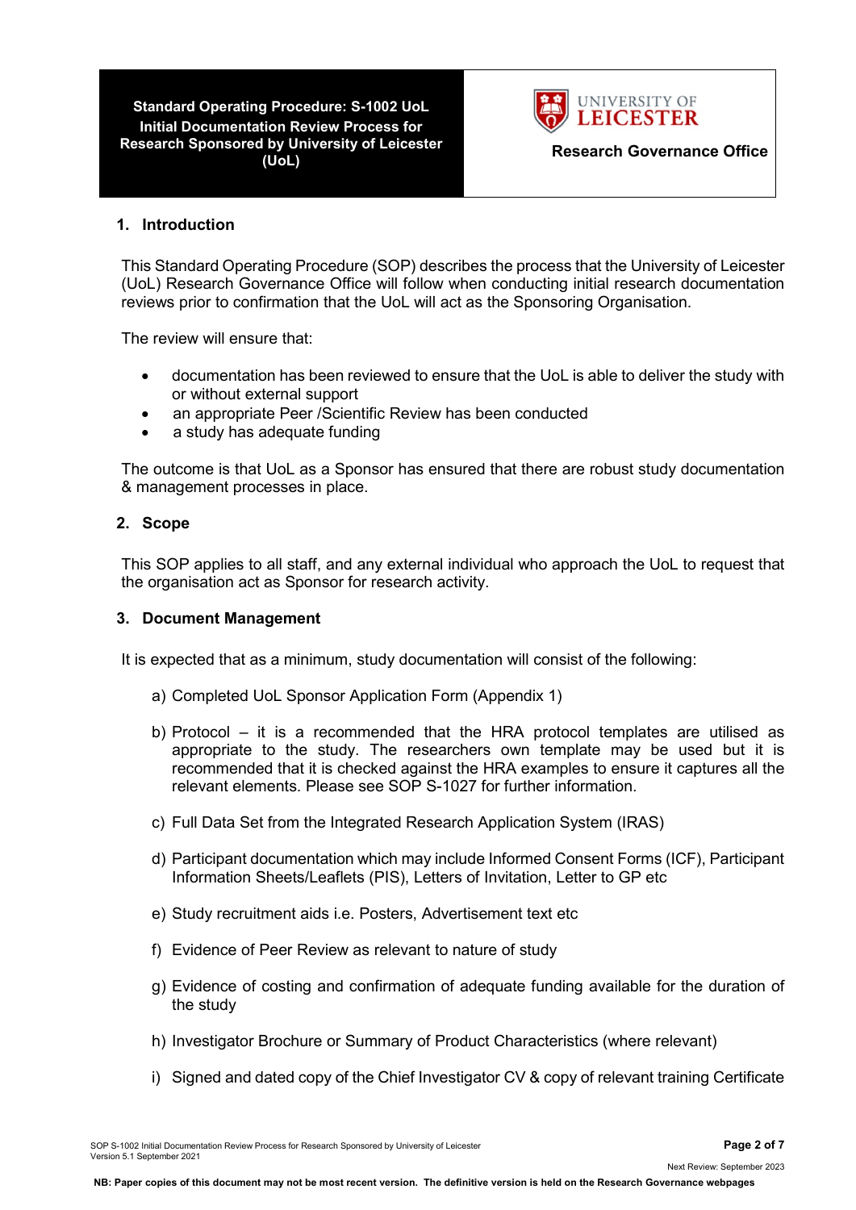## 1. Introduction

This Standard Operating Procedure (SOP) describes the process that the University of Leicester (UoL) Research Governance Office will follow when conducting initial research documentation reviews prior to confirmation that the UoL will act as the Sponsoring Organisation.

The review will ensure that:

- documentation has been reviewed to ensure that the UoL is able to deliver the study with or without external support
- an appropriate Peer /Scientific Review has been conducted
- a study has adequate funding

The outcome is that UoL as a Sponsor has ensured that there are robust study documentation & management processes in place.

## 2. Scope

This SOP applies to all staff, and any external individual who approach the UoL to request that the organisation act as Sponsor for research activity.

## 3. Document Management

It is expected that as a minimum, study documentation will consist of the following:

a) Completed UoL Sponsor Application Form (Appendix 1)

b) Protocol – it is a recommended that the HRA protocol templates are utilised as appropriate to the study. The researchers own template may be used but it is recommended that it is checked against the HRA examples to ensure it captures all the relevant elements. Please see SOP S-1027 for further information.

c) Full Data Set from the Integrated Research Application System (IRAS)

d) Participant documentation which may include Informed Consent Forms (ICF), Participant Information Sheets/Leaflets (PIS), Letters of Invitation, Letter to GP etc

e) Study recruitment aids i.e. Posters, Advertisement text etc

f) Evidence of Peer Review as relevant to nature of study

g) Evidence of costing and confirmation of adequate funding available for the duration of the study

h) Investigator Brochure or Summary of Product Characteristics (where relevant)

i) Signed and dated copy of the Chief Investigator CV & copy of relevant training Certificate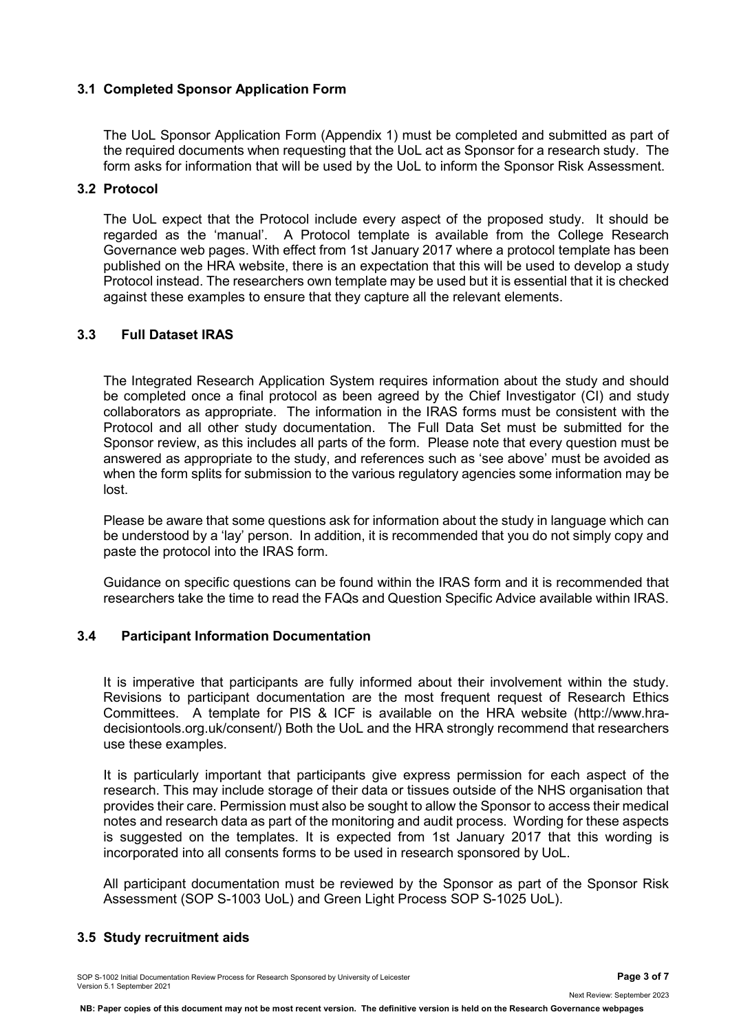### 3.1 Completed Sponsor Application Form

The UoL Sponsor Application Form (Appendix 1) must be completed and submitted as part of the required documents when requesting that the UoL act as Sponsor for a research study. The form asks for information that will be used by the UoL to inform the Sponsor Risk Assessment.

### 3.2 Protocol

The UoL expect that the Protocol include every aspect of the proposed study. It should be regarded as the 'manual'. A Protocol template is available from the College Research Governance web pages. With effect from 1st January 2017 where a protocol template has been published on the HRA website, there is an expectation that this will be used to develop a study Protocol instead. The researchers own template may be used but it is essential that it is checked against these examples to ensure that they capture all the relevant elements.

### 3.3 Full Dataset IRAS

The Integrated Research Application System requires information about the study and should be completed once a final protocol as been agreed by the Chief Investigator (CI) and study collaborators as appropriate. The information in the IRAS forms must be consistent with the Protocol and all other study documentation. The Full Data Set must be submitted for the Sponsor review, as this includes all parts of the form. Please note that every question must be answered as appropriate to the study, and references such as 'see above' must be avoided as when the form splits for submission to the various regulatory agencies some information may be lost.

Please be aware that some questions ask for information about the study in language which can be understood by a 'lay' person. In addition, it is recommended that you do not simply copy and paste the protocol into the IRAS form.

Guidance on specific questions can be found within the IRAS form and it is recommended that researchers take the time to read the FAQs and Question Specific Advice available within IRAS.

### 3.4 Participant Information Documentation

It is imperative that participants are fully informed about their involvement within the study. Revisions to participant documentation are the most frequent request of Research Ethics Committees. A template for PIS & ICF is available on the HRA website (http://www.hra-decisiontools.org.uk/consent/) Both the UoL and the HRA strongly recommend that researchers use these examples.

It is particularly important that participants give express permission for each aspect of the research. This may include storage of their data or tissues outside of the NHS organisation that provides their care. Permission must also be sought to allow the Sponsor to access their medical notes and research data as part of the monitoring and audit process. Wording for these aspects is suggested on the templates. It is expected from 1st January 2017 that this wording is incorporated into all consents forms to be used in research sponsored by UoL.

All participant documentation must be reviewed by the Sponsor as part of the Sponsor Risk Assessment (SOP S-1003 UoL) and Green Light Process SOP S-1025 UoL).

### 3.5 Study recruitment aids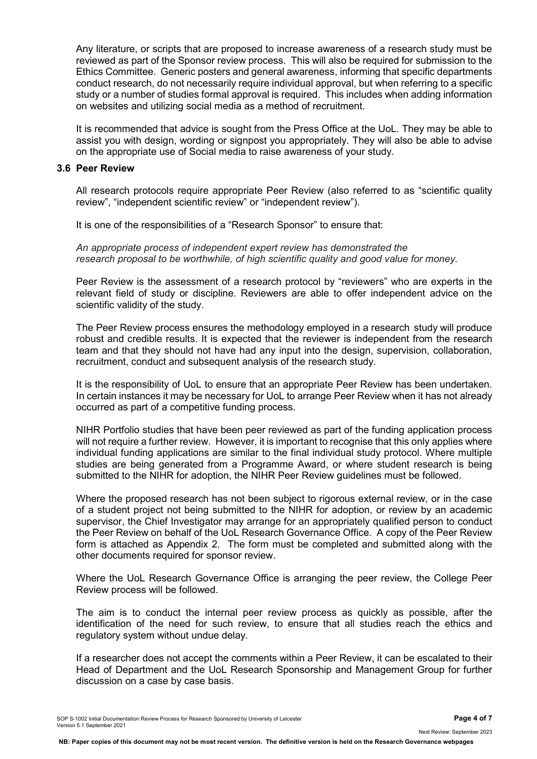Any literature, or scripts that are proposed to increase awareness of a research study must be reviewed as part of the Sponsor review process. This will also be required for submission to the Ethics Committee. Generic posters and general awareness, informing that specific departments conduct research, do not necessarily require individual approval, but when referring to a specific study or a number of studies formal approval is required. This includes when adding information on websites and utilizing social media as a method of recruitment.

It is recommended that advice is sought from the Press Office at the UoL. They may be able to assist you with design, wording or signpost you appropriately. They will also be able to advise on the appropriate use of Social media to raise awareness of your study.

### 3.6 Peer Review

All research protocols require appropriate Peer Review (also referred to as "scientific quality review", "independent scientific review" or "independent review").

It is one of the responsibilities of a "Research Sponsor" to ensure that:

*An appropriate process of independent expert review has demonstrated the research proposal to be worthwhile, of high scientific quality and good value for money.*

Peer Review is the assessment of a research protocol by "reviewers" who are experts in the relevant field of study or discipline. Reviewers are able to offer independent advice on the scientific validity of the study.

The Peer Review process ensures the methodology employed in a research study will produce robust and credible results. It is expected that the reviewer is independent from the research team and that they should not have had any input into the design, supervision, collaboration, recruitment, conduct and subsequent analysis of the research study.

It is the responsibility of UoL to ensure that an appropriate Peer Review has been undertaken. In certain instances it may be necessary for UoL to arrange Peer Review when it has not already occurred as part of a competitive funding process.

NIHR Portfolio studies that have been peer reviewed as part of the funding application process will not require a further review. However, it is important to recognise that this only applies where individual funding applications are similar to the final individual study protocol. Where multiple studies are being generated from a Programme Award, or where student research is being submitted to the NIHR for adoption, the NIHR Peer Review guidelines must be followed.

Where the proposed research has not been subject to rigorous external review, or in the case of a student project not being submitted to the NIHR for adoption, or review by an academic supervisor, the Chief Investigator may arrange for an appropriately qualified person to conduct the Peer Review on behalf of the UoL Research Governance Office. A copy of the Peer Review form is attached as Appendix 2. The form must be completed and submitted along with the other documents required for sponsor review.

Where the UoL Research Governance Office is arranging the peer review, the College Peer Review process will be followed.

The aim is to conduct the internal peer review process as quickly as possible, after the identification of the need for such review, to ensure that all studies reach the ethics and regulatory system without undue delay.

If a researcher does not accept the comments within a Peer Review, it can be escalated to their Head of Department and the UoL Research Sponsorship and Management Group for further discussion on a case by case basis.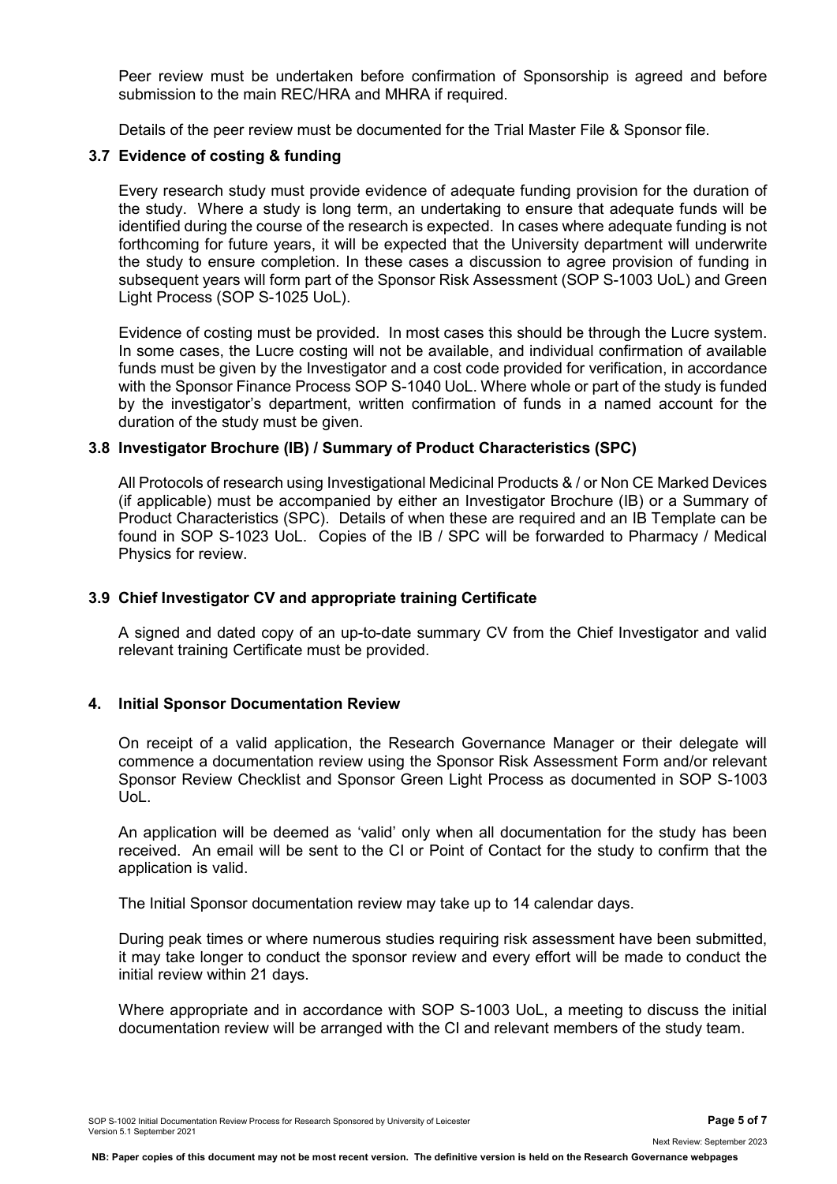Peer review must be undertaken before confirmation of Sponsorship is agreed and before submission to the main REC/HRA and MHRA if required.

Details of the peer review must be documented for the Trial Master File & Sponsor file.

### 3.7 Evidence of costing & funding

Every research study must provide evidence of adequate funding provision for the duration of the study. Where a study is long term, an undertaking to ensure that adequate funds will be identified during the course of the research is expected. In cases where adequate funding is not forthcoming for future years, it will be expected that the University department will underwrite the study to ensure completion. In these cases a discussion to agree provision of funding in subsequent years will form part of the Sponsor Risk Assessment (SOP S-1003 UoL) and Green Light Process (SOP S-1025 UoL).

Evidence of costing must be provided. In most cases this should be through the Lucre system. In some cases, the Lucre costing will not be available, and individual confirmation of available funds must be given by the Investigator and a cost code provided for verification, in accordance with the Sponsor Finance Process SOP S-1040 UoL. Where whole or part of the study is funded by the investigator's department, written confirmation of funds in a named account for the duration of the study must be given.

### 3.8 Investigator Brochure (IB) / Summary of Product Characteristics (SPC)

All Protocols of research using Investigational Medicinal Products & / or Non CE Marked Devices (if applicable) must be accompanied by either an Investigator Brochure (IB) or a Summary of Product Characteristics (SPC). Details of when these are required and an IB Template can be found in SOP S-1023 UoL. Copies of the IB / SPC will be forwarded to Pharmacy / Medical Physics for review.

### 3.9 Chief Investigator CV and appropriate training Certificate

A signed and dated copy of an up-to-date summary CV from the Chief Investigator and valid relevant training Certificate must be provided.

## 4. Initial Sponsor Documentation Review

On receipt of a valid application, the Research Governance Manager or their delegate will commence a documentation review using the Sponsor Risk Assessment Form and/or relevant Sponsor Review Checklist and Sponsor Green Light Process as documented in SOP S-1003 UoL.

An application will be deemed as 'valid' only when all documentation for the study has been received. An email will be sent to the CI or Point of Contact for the study to confirm that the application is valid.

The Initial Sponsor documentation review may take up to 14 calendar days.

During peak times or where numerous studies requiring risk assessment have been submitted, it may take longer to conduct the sponsor review and every effort will be made to conduct the initial review within 21 days.

Where appropriate and in accordance with SOP S-1003 UoL, a meeting to discuss the initial documentation review will be arranged with the CI and relevant members of the study team.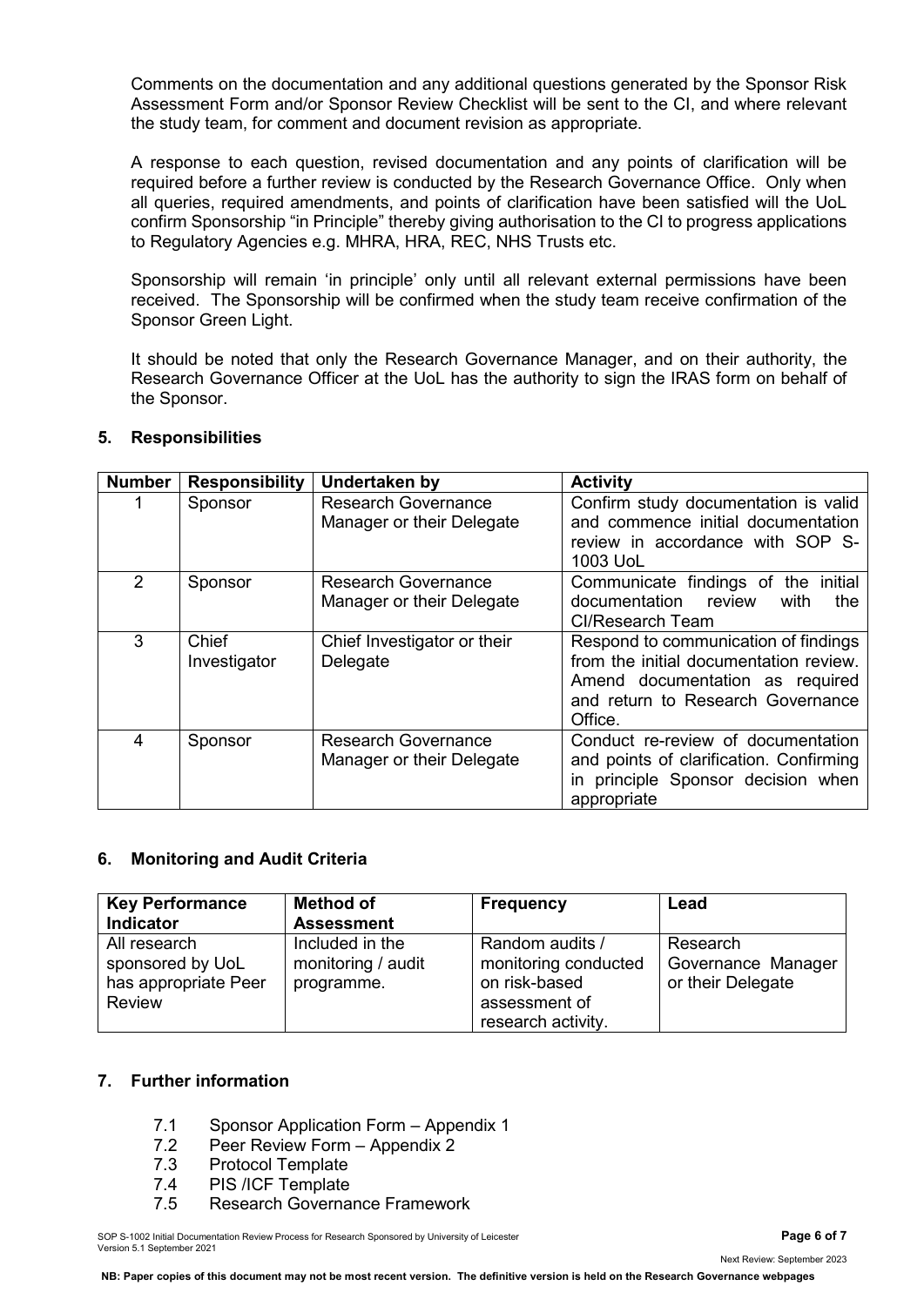Comments on the documentation and any additional questions generated by the Sponsor Risk Assessment Form and/or Sponsor Review Checklist will be sent to the CI, and where relevant the study team, for comment and document revision as appropriate.

A response to each question, revised documentation and any points of clarification will be required before a further review is conducted by the Research Governance Office. Only when all queries, required amendments, and points of clarification have been satisfied will the UoL confirm Sponsorship "in Principle" thereby giving authorisation to the CI to progress applications to Regulatory Agencies e.g. MHRA, HRA, REC, NHS Trusts etc.

Sponsorship will remain 'in principle' only until all relevant external permissions have been received. The Sponsorship will be confirmed when the study team receive confirmation of the Sponsor Green Light.

It should be noted that only the Research Governance Manager, and on their authority, the Research Governance Officer at the UoL has the authority to sign the IRAS form on behalf of the Sponsor.

## 5. Responsibilities

| Number | Responsibility | Undertaken by | Activity |
|---|---|---|---|
| 1 | Sponsor | Research Governance Manager or their Delegate | Confirm study documentation is valid and commence initial documentation review in accordance with SOP S-1003 UoL |
| 2 | Sponsor | Research Governance Manager or their Delegate | Communicate findings of the initial documentation review with the CI/Research Team |
| 3 | Chief Investigator | Chief Investigator or their Delegate | Respond to communication of findings from the initial documentation review. Amend documentation as required and return to Research Governance Office. |
| 4 | Sponsor | Research Governance Manager or their Delegate | Conduct re-review of documentation and points of clarification. Confirming in principle Sponsor decision when appropriate |

## 6. Monitoring and Audit Criteria

| Key Performance Indicator | Method of Assessment | Frequency | Lead |
|---|---|---|---|
| All research sponsored by UoL has appropriate Peer Review | Included in the monitoring / audit programme. | Random audits / monitoring conducted on risk-based assessment of research activity. | Research Governance Manager or their Delegate |

## 7. Further information

7.1 Sponsor Application Form – Appendix 1
7.2 Peer Review Form – Appendix 2
7.3 Protocol Template
7.4 PIS /ICF Template
7.5 Research Governance Framework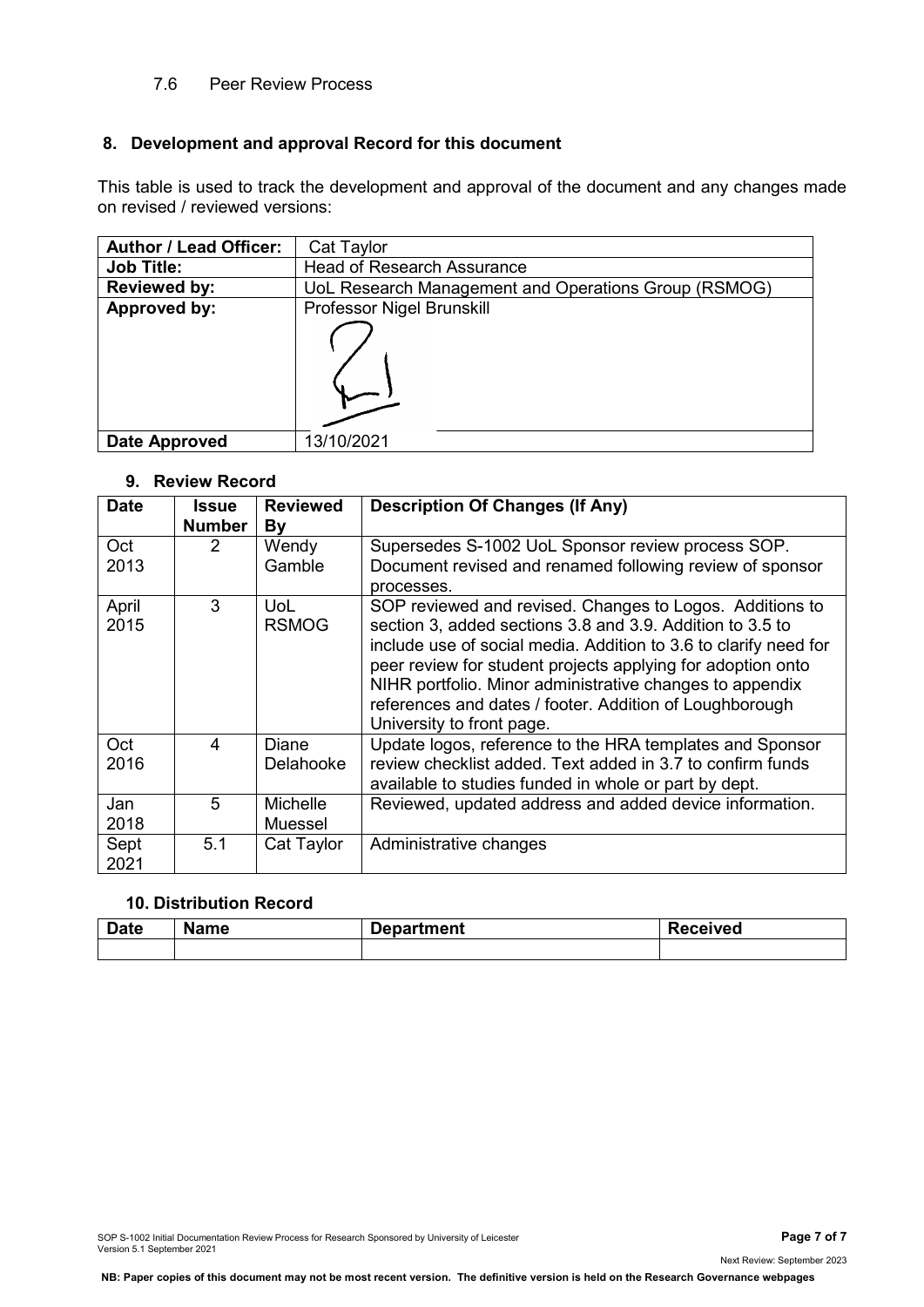7.6 Peer Review Process

## 8. Development and approval Record for this document

This table is used to track the development and approval of the document and any changes made on revised / reviewed versions:

| | |
|---|---|
| **Author / Lead Officer:** | Cat Taylor |
| **Job Title:** | Head of Research Assurance |
| **Reviewed by:** | UoL Research Management and Operations Group (RSMOG) |
| **Approved by:** | Professor Nigel Brunskill |
| **Date Approved** | 13/10/2021 |

## 9. Review Record

| Date | Issue Number | Reviewed By | Description Of Changes (If Any) |
|---|---|---|---|
| Oct 2013 | 2 | Wendy Gamble | Supersedes S-1002 UoL Sponsor review process SOP. Document revised and renamed following review of sponsor processes. |
| April 2015 | 3 | UoL RSMOG | SOP reviewed and revised. Changes to Logos. Additions to section 3, added sections 3.8 and 3.9. Addition to 3.5 to include use of social media. Addition to 3.6 to clarify need for peer review for student projects applying for adoption onto NIHR portfolio. Minor administrative changes to appendix references and dates / footer. Addition of Loughborough University to front page. |
| Oct 2016 | 4 | Diane Delahooke | Update logos, reference to the HRA templates and Sponsor review checklist added. Text added in 3.7 to confirm funds available to studies funded in whole or part by dept. |
| Jan 2018 | 5 | Michelle Muessel | Reviewed, updated address and added device information. |
| Sept 2021 | 5.1 | Cat Taylor | Administrative changes |

## 10. Distribution Record

| Date | Name | Department | Received |
|---|---|---|---|
| | | | |